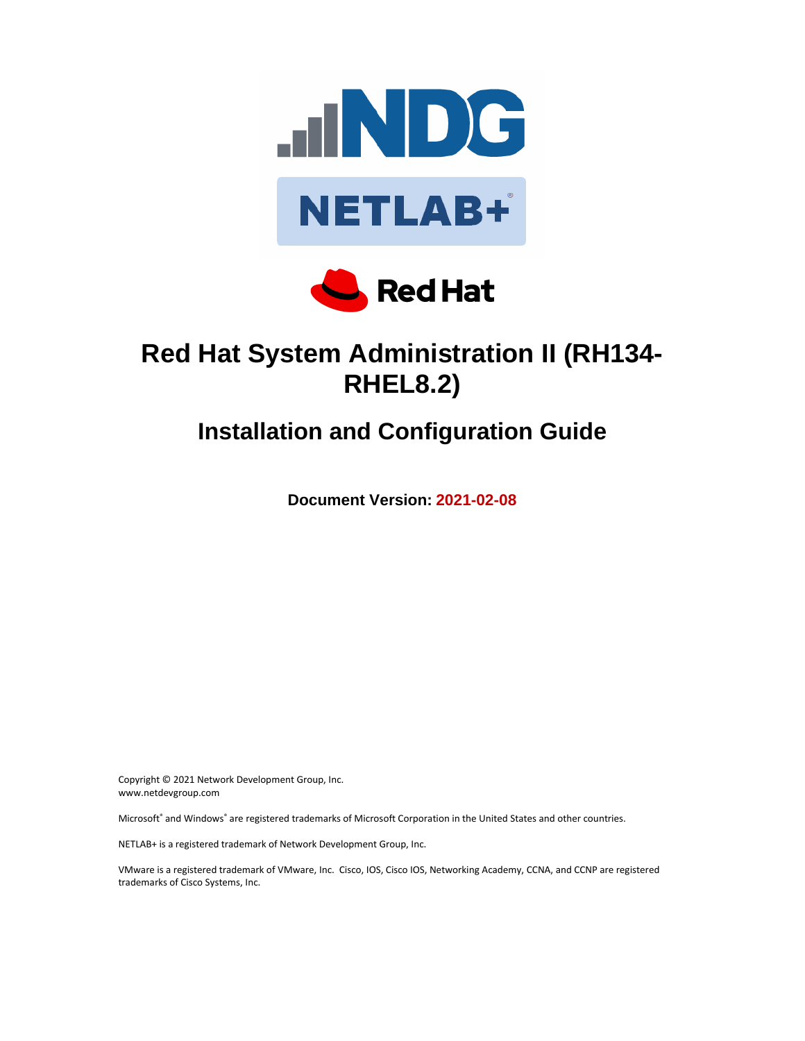# Red Hat System Administration II (RH134-RHEL8.2)

## Installation and Configuration Guide

**Document Version: 2021-02-08**

Copyright © 2021 Network Development Group, Inc.
www.netdevgroup.com

Microsoft® and Windows® are registered trademarks of Microsoft Corporation in the United States and other countries.

NETLAB+ is a registered trademark of Network Development Group, Inc.

VMware is a registered trademark of VMware, Inc. Cisco, IOS, Cisco IOS, Networking Academy, CCNA, and CCNP are registered trademarks of Cisco Systems, Inc.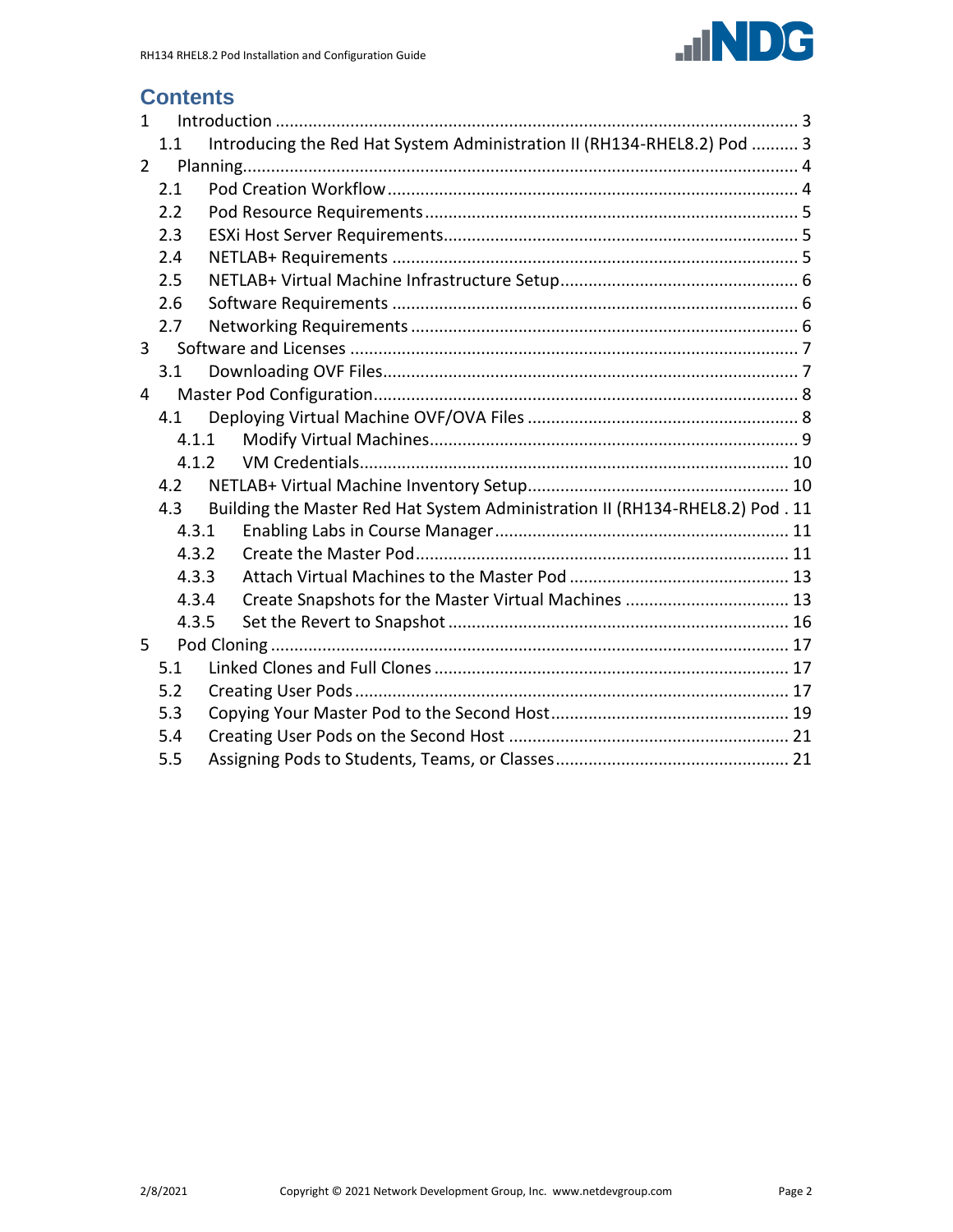# Contents

1 Introduction ... 3
  1.1 Introducing the Red Hat System Administration II (RH134-RHEL8.2) Pod ... 3
2 Planning ... 4
  2.1 Pod Creation Workflow ... 4
  2.2 Pod Resource Requirements ... 5
  2.3 ESXi Host Server Requirements ... 5
  2.4 NETLAB+ Requirements ... 5
  2.5 NETLAB+ Virtual Machine Infrastructure Setup ... 6
  2.6 Software Requirements ... 6
  2.7 Networking Requirements ... 6
3 Software and Licenses ... 7
  3.1 Downloading OVF Files ... 7
4 Master Pod Configuration ... 8
  4.1 Deploying Virtual Machine OVF/OVA Files ... 8
    4.1.1 Modify Virtual Machines ... 9
    4.1.2 VM Credentials ... 10
  4.2 NETLAB+ Virtual Machine Inventory Setup ... 10
  4.3 Building the Master Red Hat System Administration II (RH134-RHEL8.2) Pod ... 11
    4.3.1 Enabling Labs in Course Manager ... 11
    4.3.2 Create the Master Pod ... 11
    4.3.3 Attach Virtual Machines to the Master Pod ... 13
    4.3.4 Create Snapshots for the Master Virtual Machines ... 13
    4.3.5 Set the Revert to Snapshot ... 16
5 Pod Cloning ... 17
  5.1 Linked Clones and Full Clones ... 17
  5.2 Creating User Pods ... 17
  5.3 Copying Your Master Pod to the Second Host ... 19
  5.4 Creating User Pods on the Second Host ... 21
  5.5 Assigning Pods to Students, Teams, or Classes ... 21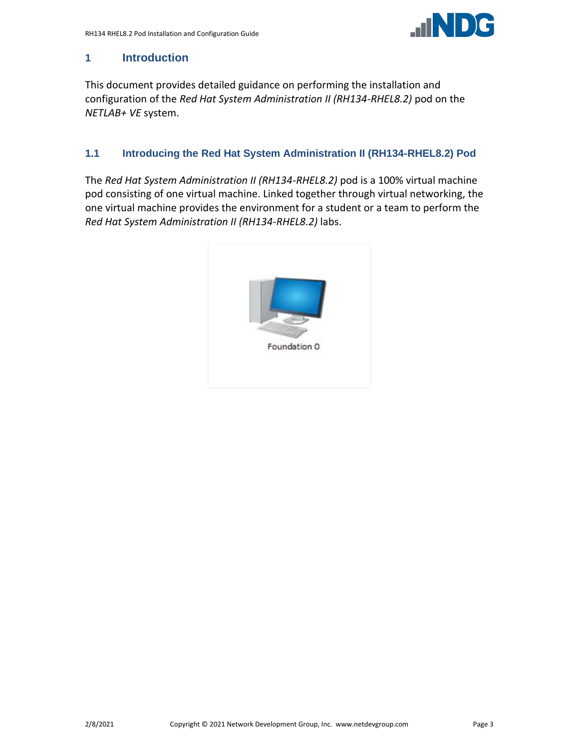# 1 Introduction

This document provides detailed guidance on performing the installation and configuration of the *Red Hat System Administration II (RH134-RHEL8.2)* pod on the *NETLAB+ VE* system.

## 1.1 Introducing the Red Hat System Administration II (RH134-RHEL8.2) Pod

The *Red Hat System Administration II (RH134-RHEL8.2)* pod is a 100% virtual machine pod consisting of one virtual machine. Linked together through virtual networking, the one virtual machine provides the environment for a student or a team to perform the *Red Hat System Administration II (RH134-RHEL8.2)* labs.

Foundation 0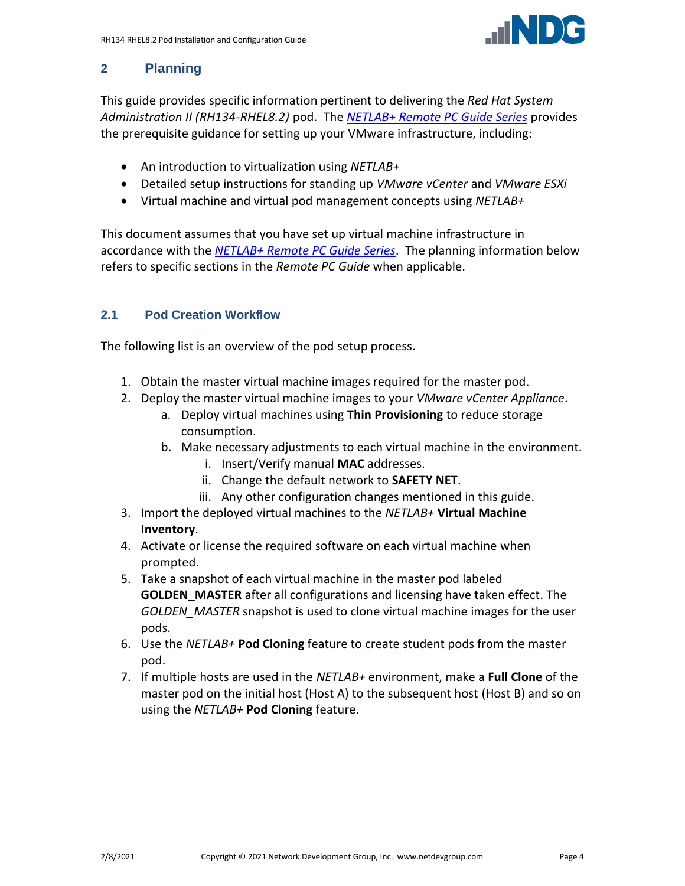## 2 Planning

This guide provides specific information pertinent to delivering the *Red Hat System Administration II (RH134-RHEL8.2)* pod. The *NETLAB+ Remote PC Guide Series* provides the prerequisite guidance for setting up your VMware infrastructure, including:

- An introduction to virtualization using *NETLAB+*
- Detailed setup instructions for standing up *VMware vCenter* and *VMware ESXi*
- Virtual machine and virtual pod management concepts using *NETLAB+*

This document assumes that you have set up virtual machine infrastructure in accordance with the *NETLAB+ Remote PC Guide Series*. The planning information below refers to specific sections in the *Remote PC Guide* when applicable.

### 2.1 Pod Creation Workflow

The following list is an overview of the pod setup process.

1. Obtain the master virtual machine images required for the master pod.
2. Deploy the master virtual machine images to your *VMware vCenter Appliance*.
    a. Deploy virtual machines using **Thin Provisioning** to reduce storage consumption.
    b. Make necessary adjustments to each virtual machine in the environment.
        i. Insert/Verify manual **MAC** addresses.
        ii. Change the default network to **SAFETY NET**.
        iii. Any other configuration changes mentioned in this guide.
3. Import the deployed virtual machines to the *NETLAB+* **Virtual Machine Inventory**.
4. Activate or license the required software on each virtual machine when prompted.
5. Take a snapshot of each virtual machine in the master pod labeled **GOLDEN_MASTER** after all configurations and licensing have taken effect. The *GOLDEN_MASTER* snapshot is used to clone virtual machine images for the user pods.
6. Use the *NETLAB+* **Pod Cloning** feature to create student pods from the master pod.
7. If multiple hosts are used in the *NETLAB+* environment, make a **Full Clone** of the master pod on the initial host (Host A) to the subsequent host (Host B) and so on using the *NETLAB+* **Pod Cloning** feature.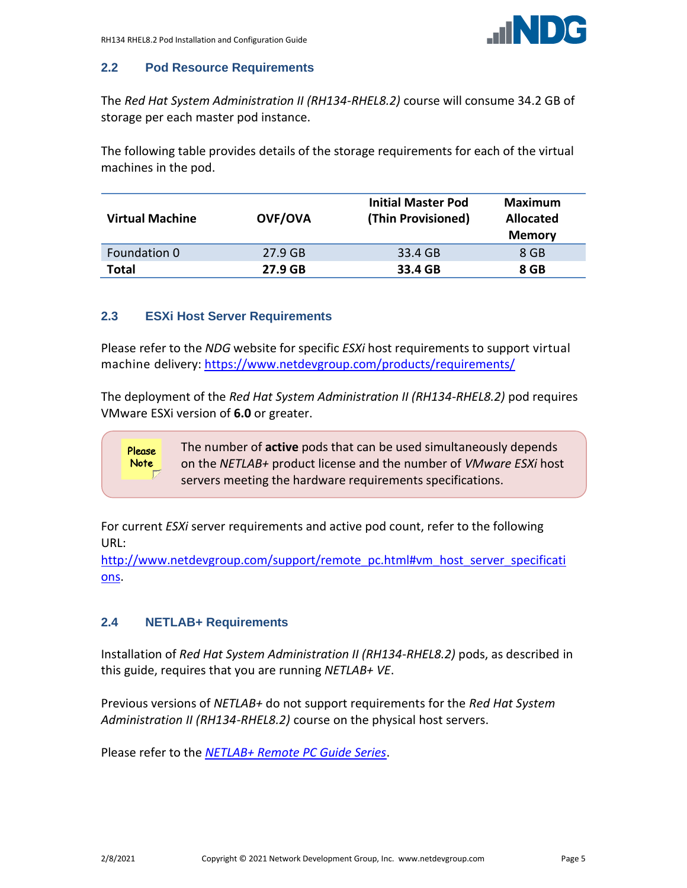## 2.2 Pod Resource Requirements

The *Red Hat System Administration II (RH134-RHEL8.2)* course will consume 34.2 GB of storage per each master pod instance.

The following table provides details of the storage requirements for each of the virtual machines in the pod.

| Virtual Machine | OVF/OVA | Initial Master Pod (Thin Provisioned) | Maximum Allocated Memory |
|---|---|---|---|
| Foundation 0 | 27.9 GB | 33.4 GB | 8 GB |
| **Total** | **27.9 GB** | **33.4 GB** | **8 GB** |

## 2.3 ESXi Host Server Requirements

Please refer to the *NDG* website for specific *ESXi* host requirements to support virtual machine delivery: https://www.netdevgroup.com/products/requirements/

The deployment of the *Red Hat System Administration II (RH134-RHEL8.2)* pod requires VMware ESXi version of **6.0** or greater.

> Please Note: The number of **active** pods that can be used simultaneously depends on the *NETLAB+* product license and the number of *VMware ESXi* host servers meeting the hardware requirements specifications.

For current *ESXi* server requirements and active pod count, refer to the following URL:
http://www.netdevgroup.com/support/remote_pc.html#vm_host_server_specifications.

## 2.4 NETLAB+ Requirements

Installation of *Red Hat System Administration II (RH134-RHEL8.2)* pods, as described in this guide, requires that you are running *NETLAB+ VE*.

Previous versions of *NETLAB+* do not support requirements for the *Red Hat System Administration II (RH134-RHEL8.2)* course on the physical host servers.

Please refer to the *NETLAB+ Remote PC Guide Series*.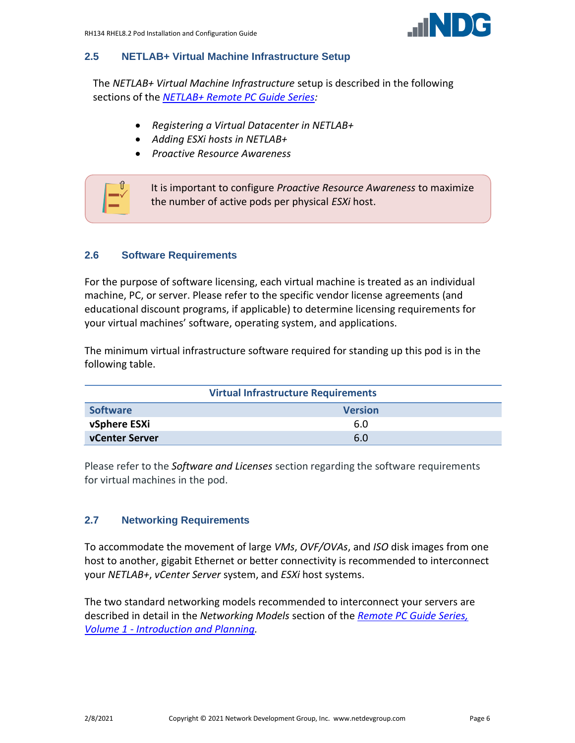## 2.5 NETLAB+ Virtual Machine Infrastructure Setup

The *NETLAB+ Virtual Machine Infrastructure* setup is described in the following sections of the *NETLAB+ Remote PC Guide Series:*

- *Registering a Virtual Datacenter in NETLAB+*
- *Adding ESXi hosts in NETLAB+*
- *Proactive Resource Awareness*

It is important to configure *Proactive Resource Awareness* to maximize the number of active pods per physical *ESXi* host.

## 2.6 Software Requirements

For the purpose of software licensing, each virtual machine is treated as an individual machine, PC, or server. Please refer to the specific vendor license agreements (and educational discount programs, if applicable) to determine licensing requirements for your virtual machines' software, operating system, and applications.

The minimum virtual infrastructure software required for standing up this pod is in the following table.

| Virtual Infrastructure Requirements | |
|---|---|
| **Software** | **Version** |
| **vSphere ESXi** | 6.0 |
| **vCenter Server** | 6.0 |

Please refer to the *Software and Licenses* section regarding the software requirements for virtual machines in the pod.

## 2.7 Networking Requirements

To accommodate the movement of large *VMs*, *OVF/OVAs*, and *ISO* disk images from one host to another, gigabit Ethernet or better connectivity is recommended to interconnect your *NETLAB+*, *vCenter Server* system, and *ESXi* host systems.

The two standard networking models recommended to interconnect your servers are described in detail in the *Networking Models* section of the *Remote PC Guide Series, Volume 1 - Introduction and Planning*.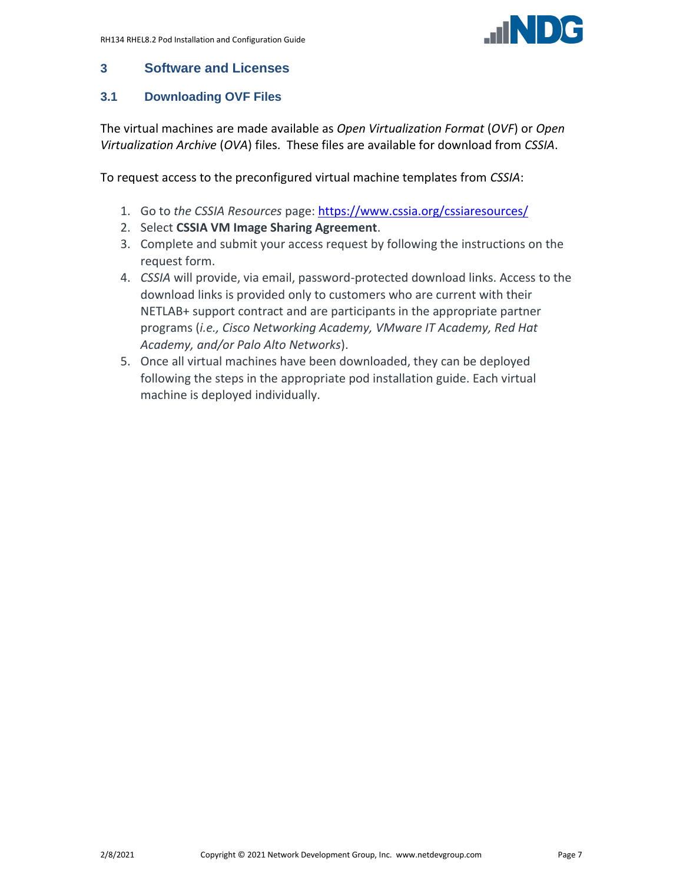# 3 Software and Licenses

## 3.1 Downloading OVF Files

The virtual machines are made available as *Open Virtualization Format* (*OVF*) or *Open Virtualization Archive* (*OVA*) files. These files are available for download from *CSSIA*.

To request access to the preconfigured virtual machine templates from *CSSIA*:

1. Go to *the CSSIA Resources* page: https://www.cssia.org/cssiaresources/
2. Select **CSSIA VM Image Sharing Agreement**.
3. Complete and submit your access request by following the instructions on the request form.
4. *CSSIA* will provide, via email, password-protected download links. Access to the download links is provided only to customers who are current with their NETLAB+ support contract and are participants in the appropriate partner programs (*i.e., Cisco Networking Academy, VMware IT Academy, Red Hat Academy, and/or Palo Alto Networks*).
5. Once all virtual machines have been downloaded, they can be deployed following the steps in the appropriate pod installation guide. Each virtual machine is deployed individually.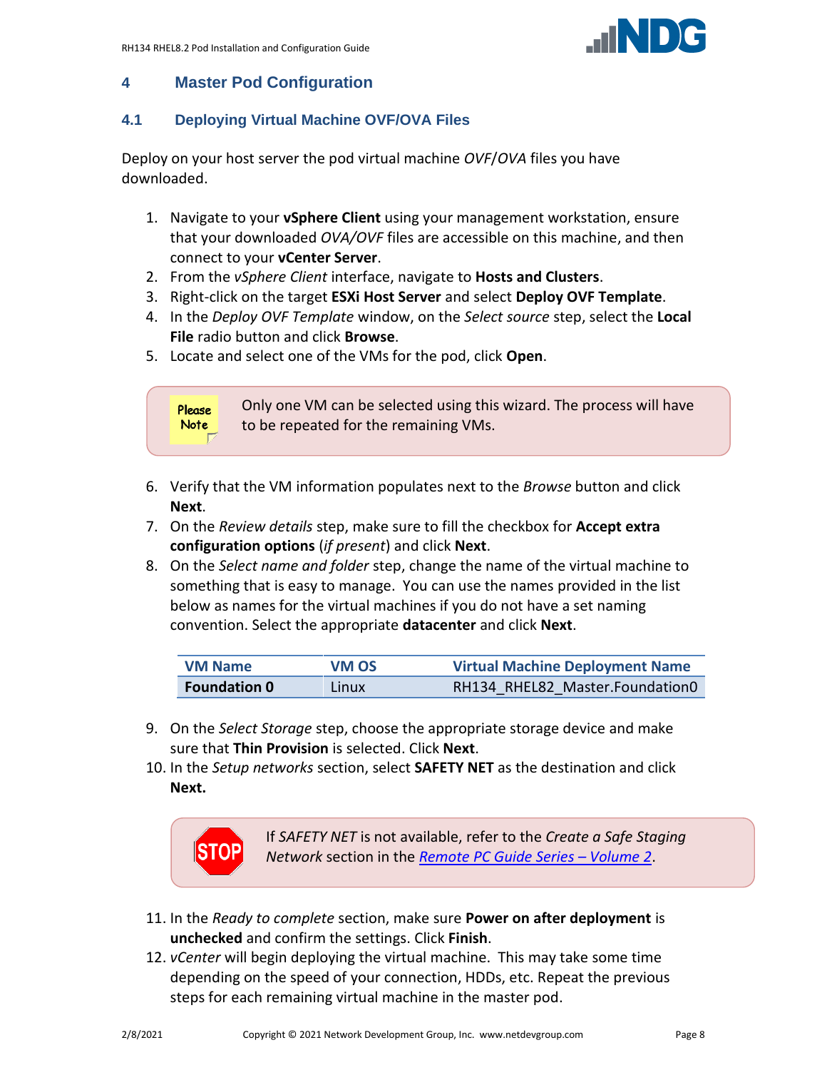# 4 Master Pod Configuration

## 4.1 Deploying Virtual Machine OVF/OVA Files

Deploy on your host server the pod virtual machine *OVF*/*OVA* files you have downloaded.

1. Navigate to your **vSphere Client** using your management workstation, ensure that your downloaded *OVA/OVF* files are accessible on this machine, and then connect to your **vCenter Server**.
2. From the *vSphere Client* interface, navigate to **Hosts and Clusters**.
3. Right-click on the target **ESXi Host Server** and select **Deploy OVF Template**.
4. In the *Deploy OVF Template* window, on the *Select source* step, select the **Local File** radio button and click **Browse**.
5. Locate and select one of the VMs for the pod, click **Open**.

> Please Note: Only one VM can be selected using this wizard. The process will have to be repeated for the remaining VMs.

6. Verify that the VM information populates next to the *Browse* button and click **Next**.
7. On the *Review details* step, make sure to fill the checkbox for **Accept extra configuration options** (*if present*) and click **Next**.
8. On the *Select name and folder* step, change the name of the virtual machine to something that is easy to manage. You can use the names provided in the list below as names for the virtual machines if you do not have a set naming convention. Select the appropriate **datacenter** and click **Next**.

| VM Name | VM OS | Virtual Machine Deployment Name |
|---|---|---|
| **Foundation 0** | Linux | RH134_RHEL82_Master.Foundation0 |

9. On the *Select Storage* step, choose the appropriate storage device and make sure that **Thin Provision** is selected. Click **Next**.
10. In the *Setup networks* section, select **SAFETY NET** as the destination and click **Next.**

> STOP: If *SAFETY NET* is not available, refer to the *Create a Safe Staging Network* section in the *Remote PC Guide Series – Volume 2*.

11. In the *Ready to complete* section, make sure **Power on after deployment** is **unchecked** and confirm the settings. Click **Finish**.
12. *vCenter* will begin deploying the virtual machine. This may take some time depending on the speed of your connection, HDDs, etc. Repeat the previous steps for each remaining virtual machine in the master pod.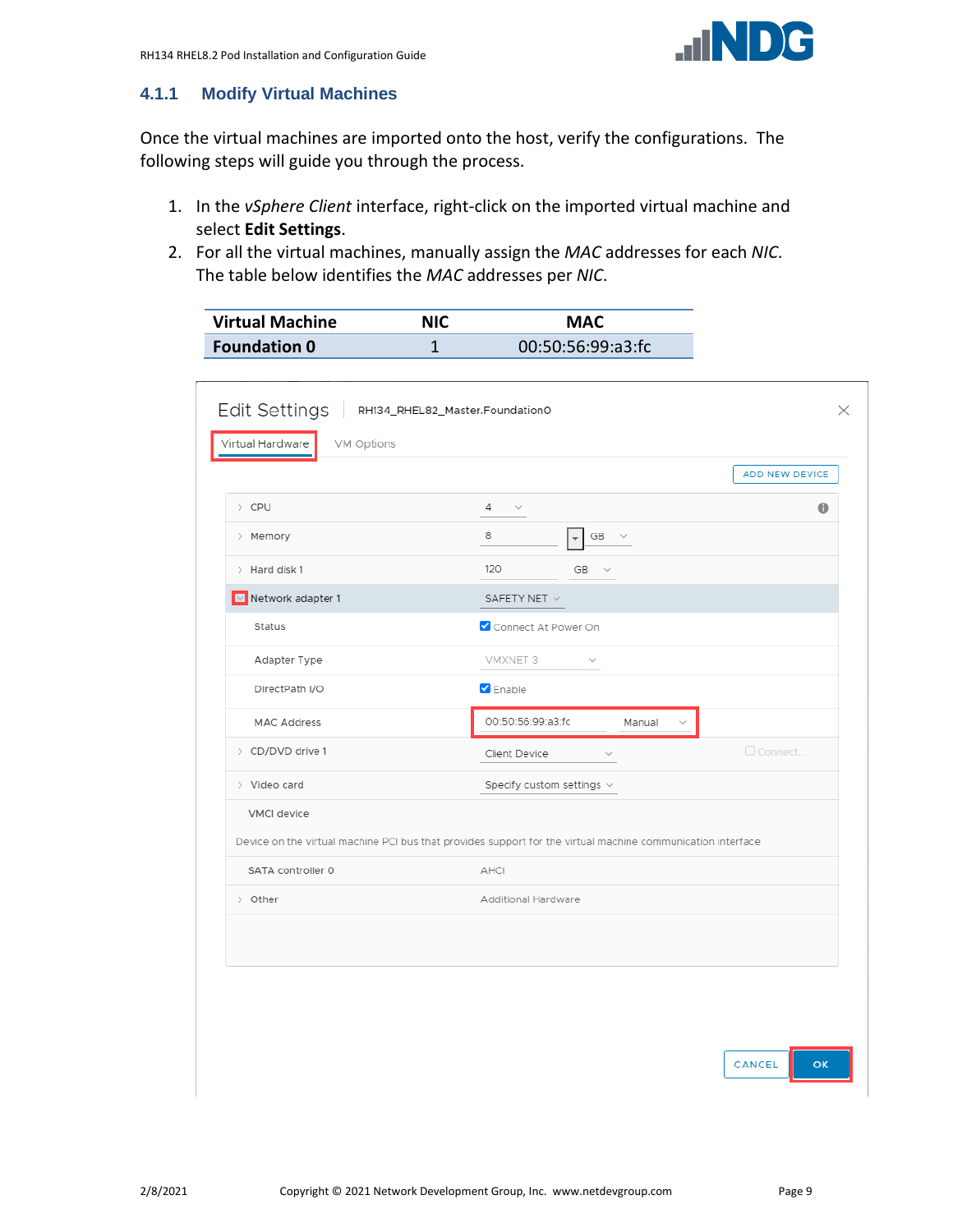### 4.1.1 Modify Virtual Machines

Once the virtual machines are imported onto the host, verify the configurations. The following steps will guide you through the process.

1. In the *vSphere Client* interface, right-click on the imported virtual machine and select **Edit Settings**.
2. For all the virtual machines, manually assign the *MAC* addresses for each *NIC*. The table below identifies the *MAC* addresses per *NIC*.

| Virtual Machine | NIC | MAC |
|---|---|---|
| **Foundation 0** | 1 | 00:50:56:99:a3:fc |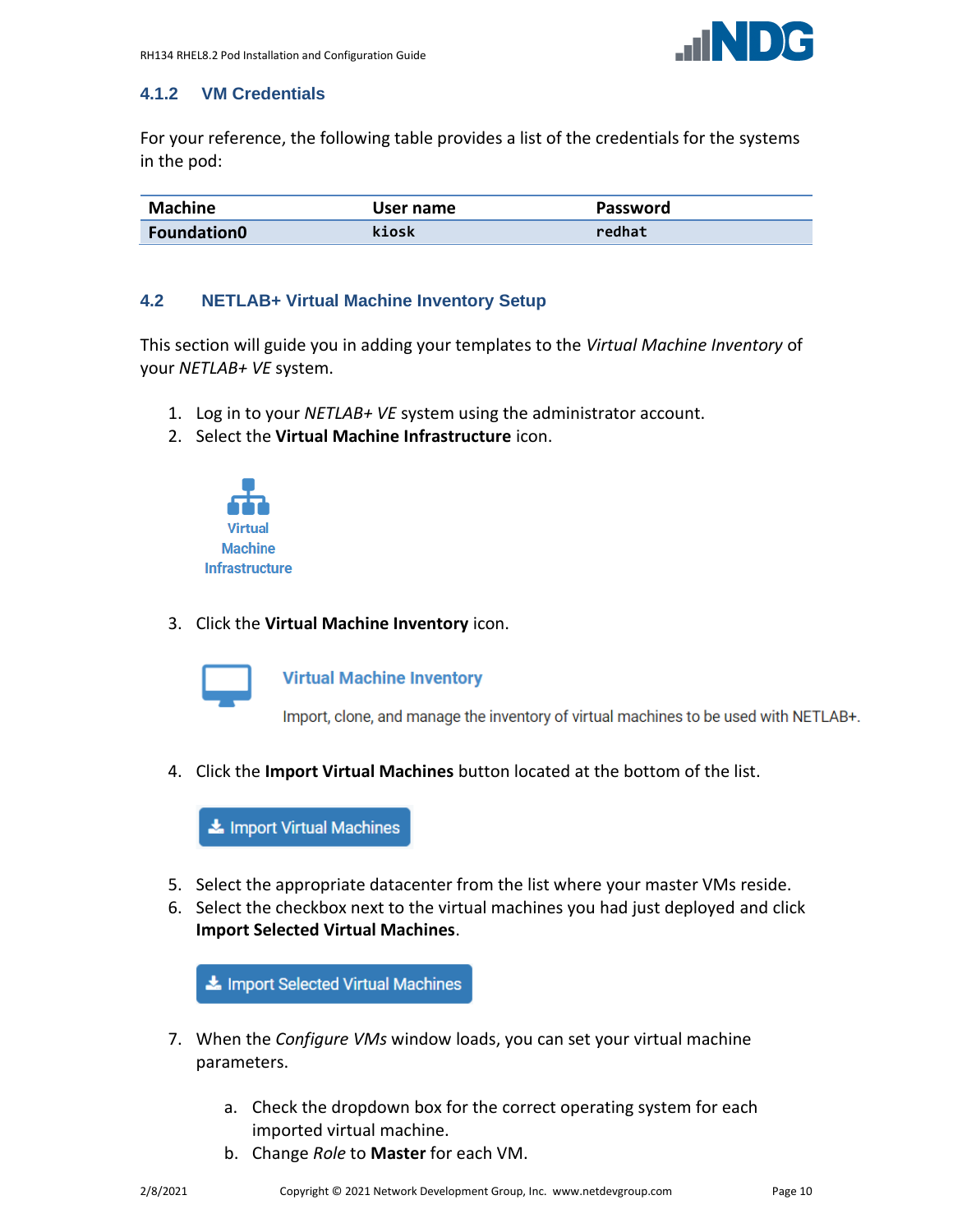### 4.1.2 VM Credentials

For your reference, the following table provides a list of the credentials for the systems in the pod:

| Machine | User name | Password |
|---|---|---|
| **Foundation0** | `kiosk` | `redhat` |

## 4.2 NETLAB+ Virtual Machine Inventory Setup

This section will guide you in adding your templates to the *Virtual Machine Inventory* of your *NETLAB+ VE* system.

1. Log in to your *NETLAB+ VE* system using the administrator account.
2. Select the **Virtual Machine Infrastructure** icon.

   Virtual Machine Infrastructure

3. Click the **Virtual Machine Inventory** icon.

   Virtual Machine Inventory

   Import, clone, and manage the inventory of virtual machines to be used with NETLAB+.

4. Click the **Import Virtual Machines** button located at the bottom of the list.

   Import Virtual Machines

5. Select the appropriate datacenter from the list where your master VMs reside.
6. Select the checkbox next to the virtual machines you had just deployed and click **Import Selected Virtual Machines**.

   Import Selected Virtual Machines

7. When the *Configure VMs* window loads, you can set your virtual machine parameters.

   a. Check the dropdown box for the correct operating system for each imported virtual machine.
   b. Change *Role* to **Master** for each VM.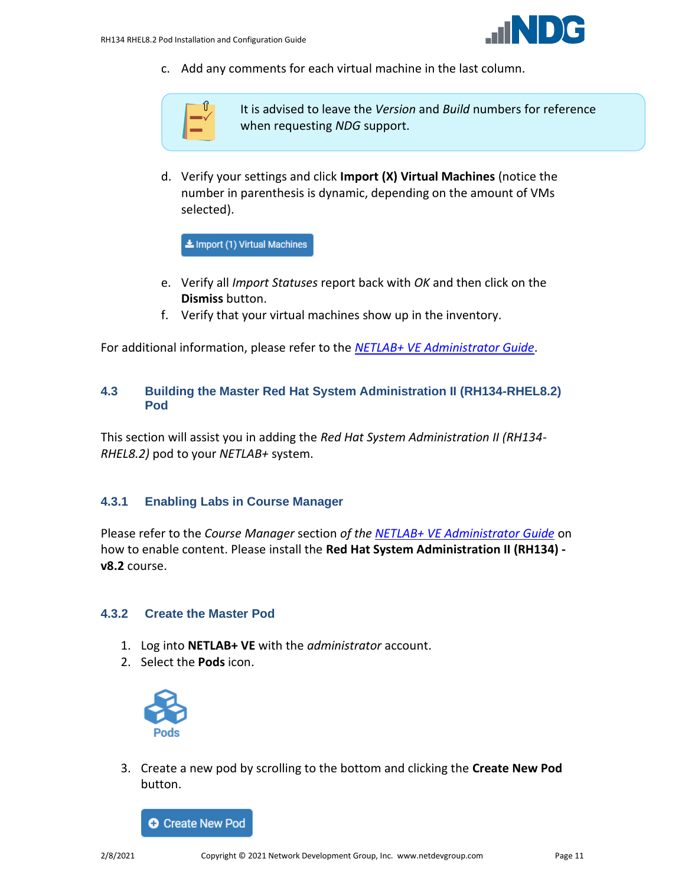c. Add any comments for each virtual machine in the last column.

> It is advised to leave the *Version* and *Build* numbers for reference when requesting *NDG* support.

d. Verify your settings and click **Import (X) Virtual Machines** (notice the number in parenthesis is dynamic, depending on the amount of VMs selected).

Import (1) Virtual Machines

e. Verify all *Import Statuses* report back with *OK* and then click on the **Dismiss** button.

f. Verify that your virtual machines show up in the inventory.

For additional information, please refer to the *NETLAB+ VE Administrator Guide*.

## 4.3 Building the Master Red Hat System Administration II (RH134-RHEL8.2) Pod

This section will assist you in adding the *Red Hat System Administration II (RH134-RHEL8.2)* pod to your *NETLAB+* system.

### 4.3.1 Enabling Labs in Course Manager

Please refer to the *Course Manager* section *of the NETLAB+ VE Administrator Guide* on how to enable content. Please install the **Red Hat System Administration II (RH134) - v8.2** course.

### 4.3.2 Create the Master Pod

1. Log into **NETLAB+ VE** with the *administrator* account.
2. Select the **Pods** icon.

   Pods

3. Create a new pod by scrolling to the bottom and clicking the **Create New Pod** button.

   Create New Pod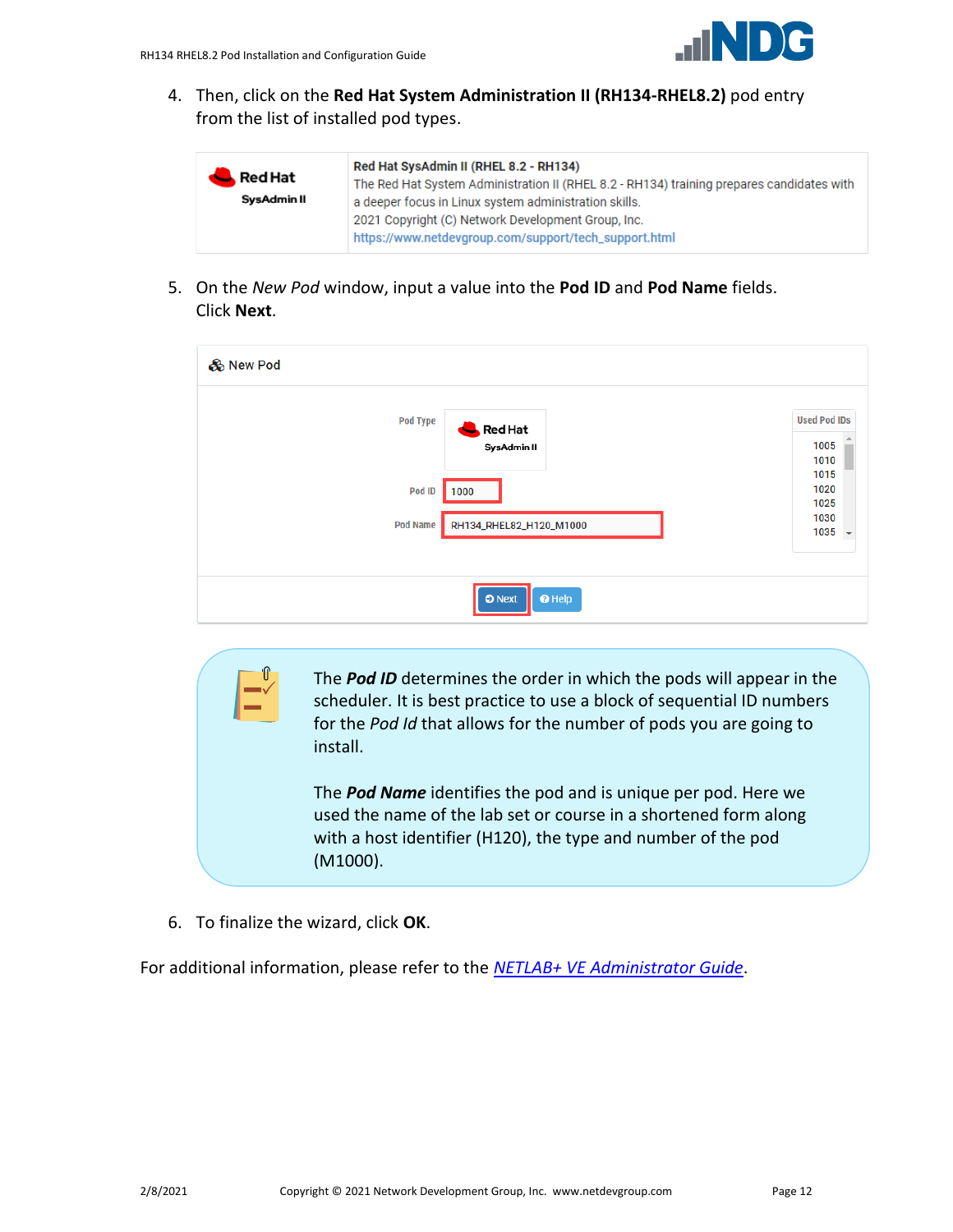4. Then, click on the **Red Hat System Administration II (RH134-RHEL8.2)** pod entry from the list of installed pod types.

| Red Hat SysAdmin II | **Red Hat SysAdmin II (RHEL 8.2 - RH134)**<br>The Red Hat System Administration II (RHEL 8.2 - RH134) training prepares candidates with a deeper focus in Linux system administration skills.<br>2021 Copyright (C) Network Development Group, Inc.<br>https://www.netdevgroup.com/support/tech_support.html |
|---|---|

5. On the *New Pod* window, input a value into the **Pod ID** and **Pod Name** fields. Click **Next**.

New Pod

| Field | Value |
|---|---|
| Pod Type | Red Hat SysAdmin II |
| Pod ID | 1000 |
| Pod Name | RH134_RHEL82_H120_M1000 |

Used Pod IDs: 1005, 1010, 1015, 1020, 1025, 1030, 1035

Next | Help

> The ***Pod ID*** determines the order in which the pods will appear in the scheduler. It is best practice to use a block of sequential ID numbers for the *Pod Id* that allows for the number of pods you are going to install.
>
> The ***Pod Name*** identifies the pod and is unique per pod. Here we used the name of the lab set or course in a shortened form along with a host identifier (H120), the type and number of the pod (M1000).

6. To finalize the wizard, click **OK**.

For additional information, please refer to the *NETLAB+ VE Administrator Guide*.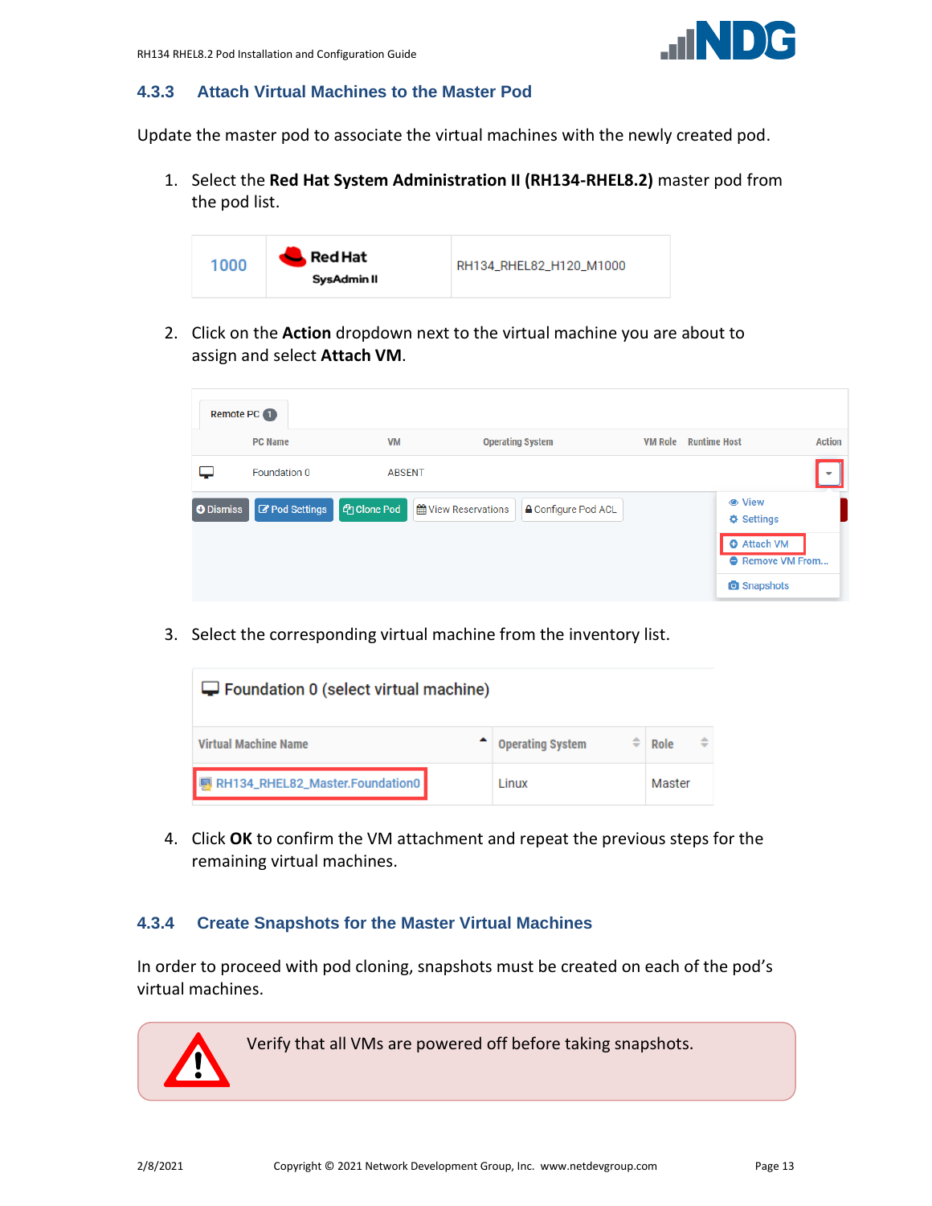### 4.3.3 Attach Virtual Machines to the Master Pod

Update the master pod to associate the virtual machines with the newly created pod.

1. Select the **Red Hat System Administration II (RH134-RHEL8.2)** master pod from the pod list.

| 1000 | Red Hat SysAdmin II | RH134_RHEL82_H120_M1000 |
|---|---|---|

2. Click on the **Action** dropdown next to the virtual machine you are about to assign and select **Attach VM**.

| PC Name | VM | Operating System | VM Role | Runtime Host | Action |
|---|---|---|---|---|---|
| Foundation 0 | ABSENT | | | | |

3. Select the corresponding virtual machine from the inventory list.

Foundation 0 (select virtual machine)

| Virtual Machine Name | Operating System | Role |
|---|---|---|
| RH134_RHEL82_Master.Foundation0 | Linux | Master |

4. Click **OK** to confirm the VM attachment and repeat the previous steps for the remaining virtual machines.

### 4.3.4 Create Snapshots for the Master Virtual Machines

In order to proceed with pod cloning, snapshots must be created on each of the pod's virtual machines.

> Verify that all VMs are powered off before taking snapshots.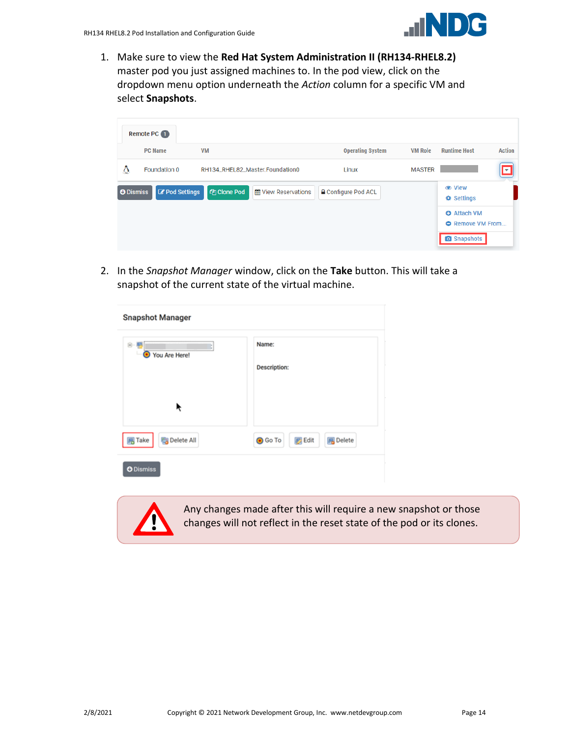1. Make sure to view the **Red Hat System Administration II (RH134-RHEL8.2)** master pod you just assigned machines to. In the pod view, click on the dropdown menu option underneath the *Action* column for a specific VM and select **Snapshots**.

2. In the *Snapshot Manager* window, click on the **Take** button. This will take a snapshot of the current state of the virtual machine.

Any changes made after this will require a new snapshot or those changes will not reflect in the reset state of the pod or its clones.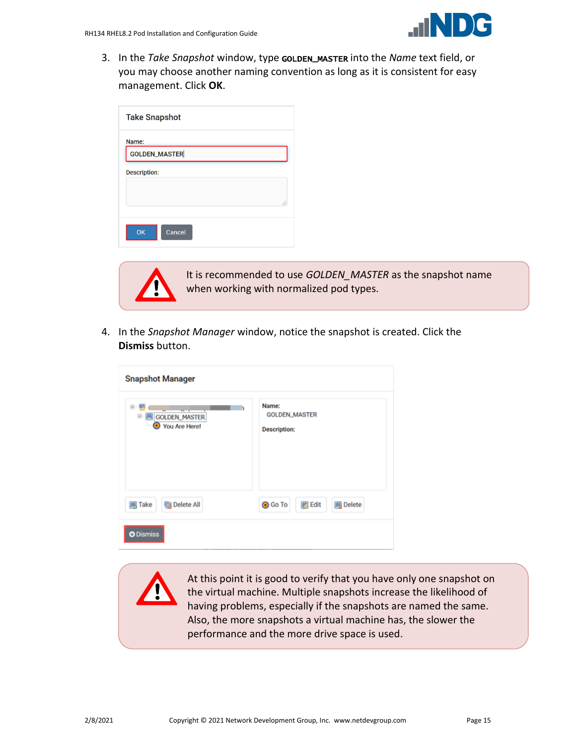3. In the *Take Snapshot* window, type **GOLDEN_MASTER** into the *Name* text field, or you may choose another naming convention as long as it is consistent for easy management. Click **OK**.

> It is recommended to use *GOLDEN_MASTER* as the snapshot name when working with normalized pod types.

4. In the *Snapshot Manager* window, notice the snapshot is created. Click the **Dismiss** button.

> At this point it is good to verify that you have only one snapshot on the virtual machine. Multiple snapshots increase the likelihood of having problems, especially if the snapshots are named the same. Also, the more snapshots a virtual machine has, the slower the performance and the more drive space is used.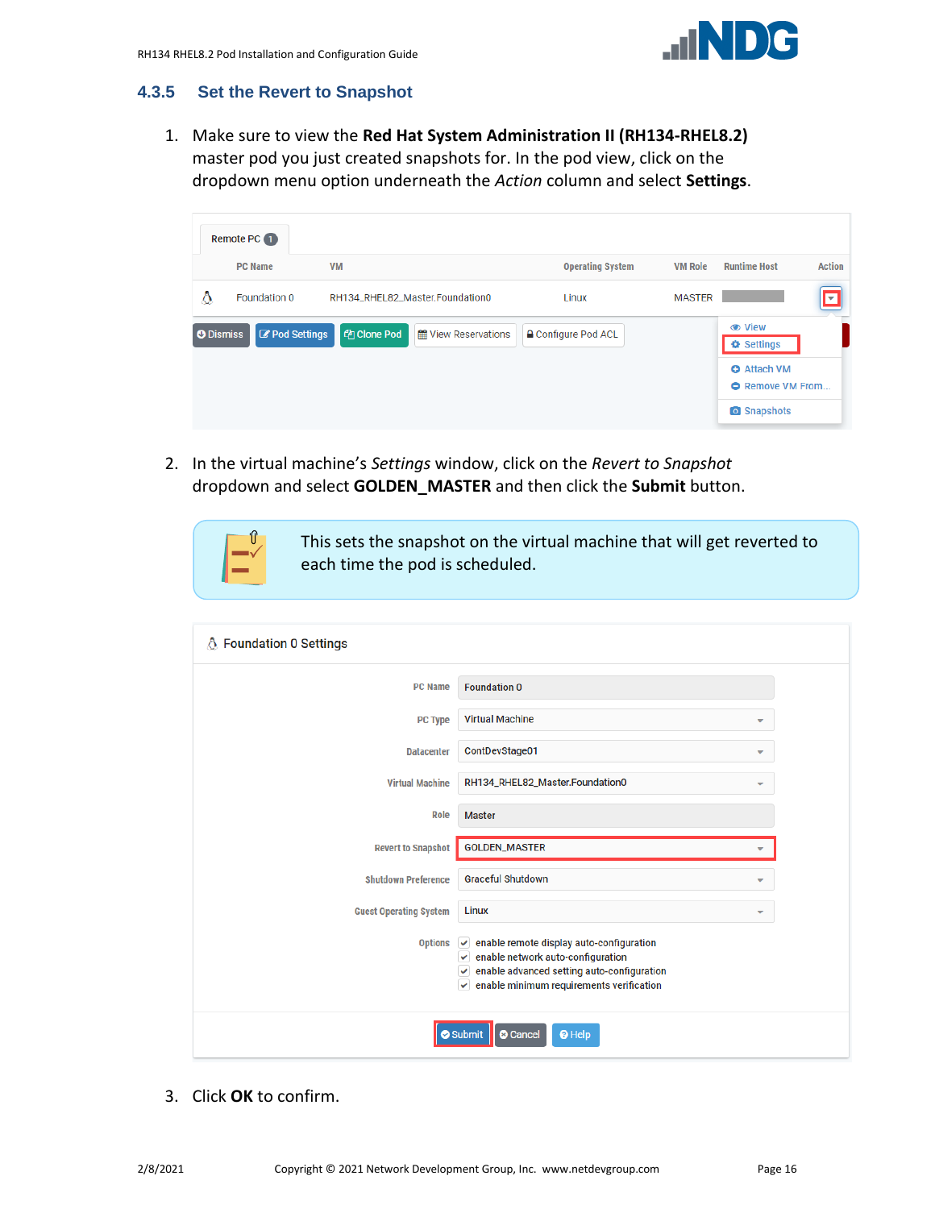### 4.3.5 Set the Revert to Snapshot

1. Make sure to view the **Red Hat System Administration II (RH134-RHEL8.2)** master pod you just created snapshots for. In the pod view, click on the dropdown menu option underneath the *Action* column and select **Settings**.

2. In the virtual machine's *Settings* window, click on the *Revert to Snapshot* dropdown and select **GOLDEN_MASTER** and then click the **Submit** button.

> This sets the snapshot on the virtual machine that will get reverted to each time the pod is scheduled.

3. Click **OK** to confirm.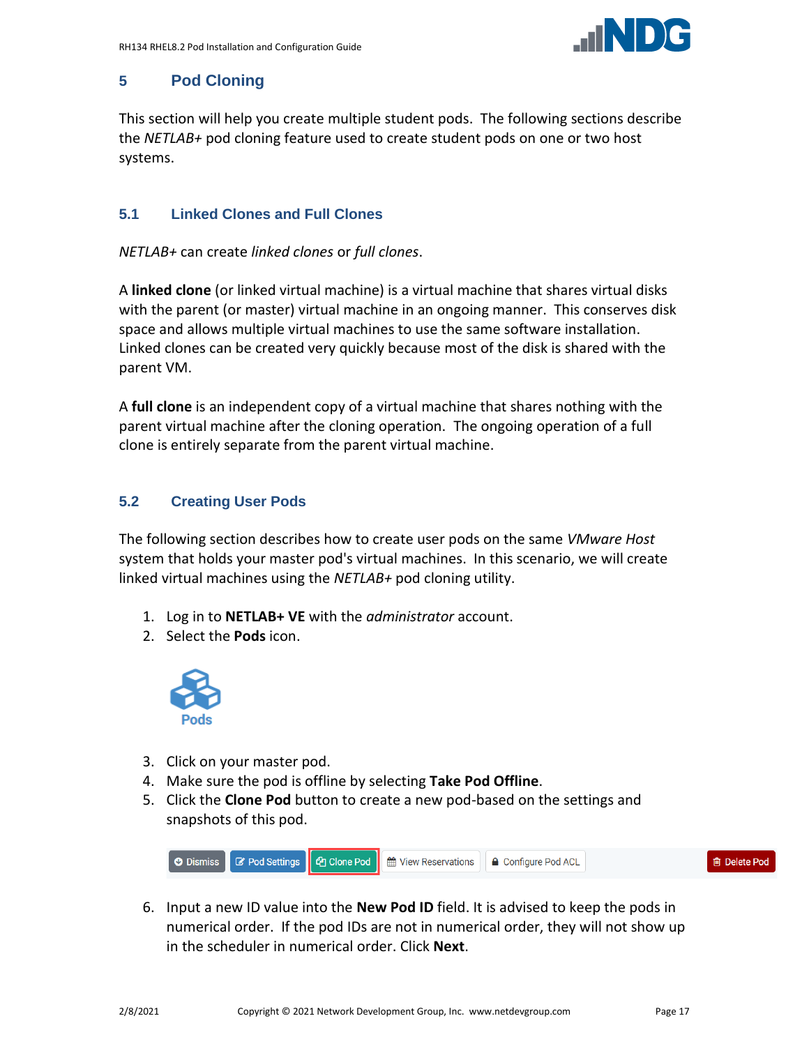## 5 Pod Cloning

This section will help you create multiple student pods. The following sections describe the *NETLAB+* pod cloning feature used to create student pods on one or two host systems.

### 5.1 Linked Clones and Full Clones

*NETLAB+* can create *linked clones* or *full clones*.

A **linked clone** (or linked virtual machine) is a virtual machine that shares virtual disks with the parent (or master) virtual machine in an ongoing manner. This conserves disk space and allows multiple virtual machines to use the same software installation. Linked clones can be created very quickly because most of the disk is shared with the parent VM.

A **full clone** is an independent copy of a virtual machine that shares nothing with the parent virtual machine after the cloning operation. The ongoing operation of a full clone is entirely separate from the parent virtual machine.

### 5.2 Creating User Pods

The following section describes how to create user pods on the same *VMware Host* system that holds your master pod's virtual machines. In this scenario, we will create linked virtual machines using the *NETLAB+* pod cloning utility.

1. Log in to **NETLAB+ VE** with the *administrator* account.
2. Select the **Pods** icon.
3. Click on your master pod.
4. Make sure the pod is offline by selecting **Take Pod Offline**.
5. Click the **Clone Pod** button to create a new pod-based on the settings and snapshots of this pod.
6. Input a new ID value into the **New Pod ID** field. It is advised to keep the pods in numerical order. If the pod IDs are not in numerical order, they will not show up in the scheduler in numerical order. Click **Next**.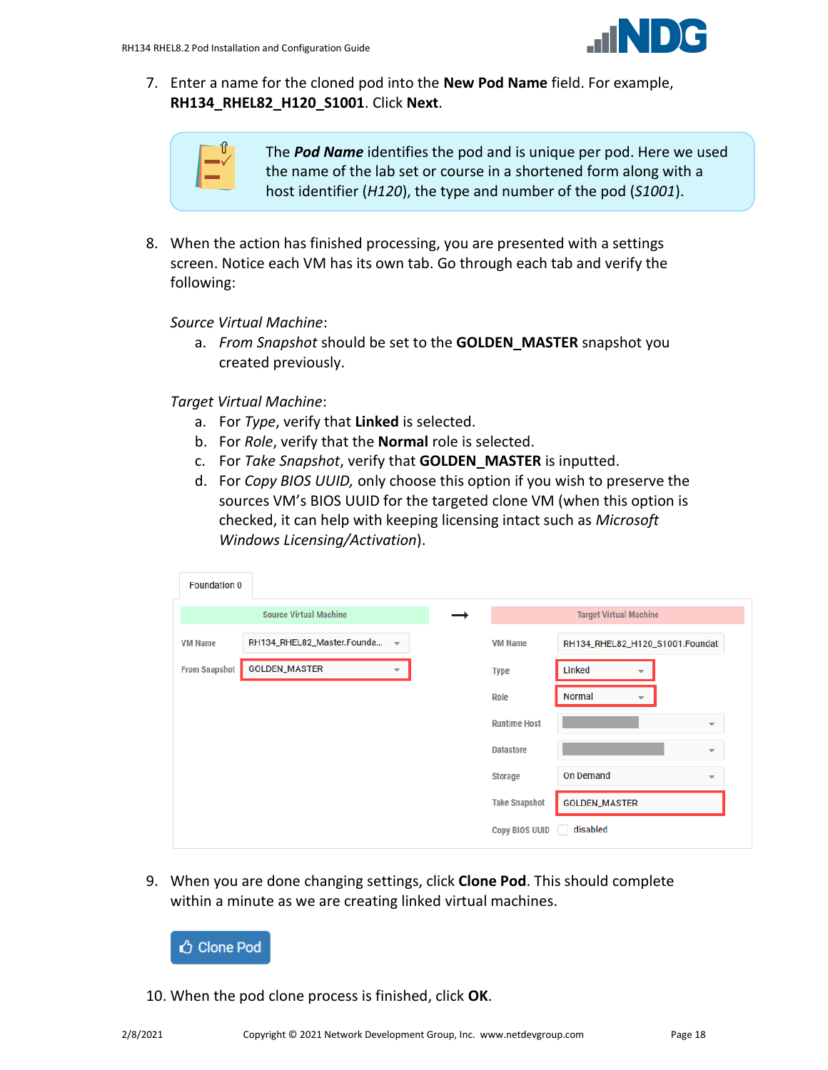7. Enter a name for the cloned pod into the **New Pod Name** field. For example, **RH134_RHEL82_H120_S1001**. Click **Next**.

> The ***Pod Name*** identifies the pod and is unique per pod. Here we used the name of the lab set or course in a shortened form along with a host identifier (*H120*), the type and number of the pod (*S1001*).

8. When the action has finished processing, you are presented with a settings screen. Notice each VM has its own tab. Go through each tab and verify the following:

   *Source Virtual Machine*:

   a. *From Snapshot* should be set to the **GOLDEN_MASTER** snapshot you created previously.

   *Target Virtual Machine*:

   a. For *Type*, verify that **Linked** is selected.
   b. For *Role*, verify that the **Normal** role is selected.
   c. For *Take Snapshot*, verify that **GOLDEN_MASTER** is inputted.
   d. For *Copy BIOS UUID,* only choose this option if you wish to preserve the sources VM's BIOS UUID for the targeted clone VM (when this option is checked, it can help with keeping licensing intact such as *Microsoft Windows Licensing/Activation*).

Foundation 0

| Source Virtual Machine | | → | Target Virtual Machine | |
|---|---|---|---|---|
| VM Name | RH134_RHEL82_Master.Founda... | | VM Name | RH134_RHEL82_H120_S1001.Foundat |
| From Snapshot | GOLDEN_MASTER | | Type | Linked |
| | | | Role | Normal |
| | | | Runtime Host | |
| | | | Datastore | |
| | | | Storage | On Demand |
| | | | Take Snapshot | GOLDEN_MASTER |
| | | | Copy BIOS UUID | disabled |

9. When you are done changing settings, click **Clone Pod**. This should complete within a minute as we are creating linked virtual machines.

   Clone Pod

10. When the pod clone process is finished, click **OK**.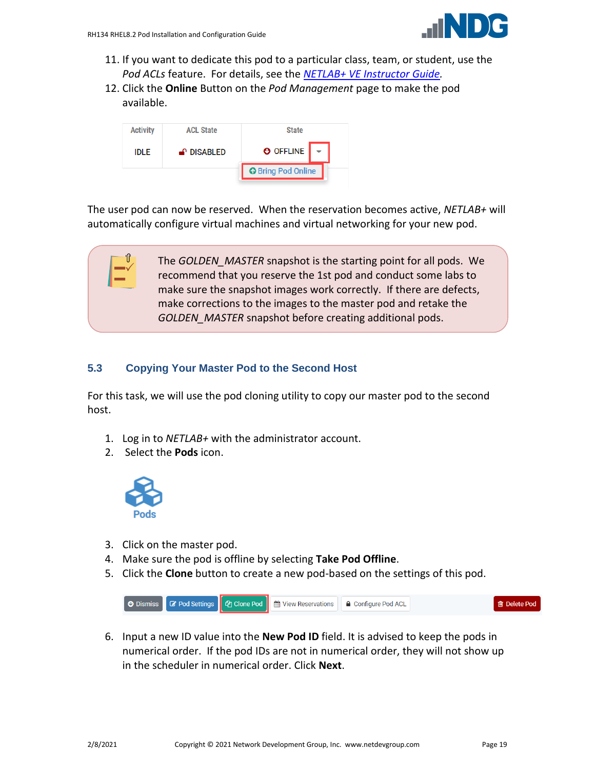11. If you want to dedicate this pod to a particular class, team, or student, use the *Pod ACLs* feature. For details, see the [*NETLAB+ VE Instructor Guide*](#).
12. Click the **Online** Button on the *Pod Management* page to make the pod available.

| Activity | ACL State | State |
|---|---|---|
| IDLE | DISABLED | OFFLINE |

Bring Pod Online

The user pod can now be reserved. When the reservation becomes active, *NETLAB+* will automatically configure virtual machines and virtual networking for your new pod.

> The *GOLDEN_MASTER* snapshot is the starting point for all pods. We recommend that you reserve the 1st pod and conduct some labs to make sure the snapshot images work correctly. If there are defects, make corrections to the images to the master pod and retake the *GOLDEN_MASTER* snapshot before creating additional pods.

## 5.3 Copying Your Master Pod to the Second Host

For this task, we will use the pod cloning utility to copy our master pod to the second host.

1. Log in to *NETLAB+* with the administrator account.
2. Select the **Pods** icon.

Pods

3. Click on the master pod.
4. Make sure the pod is offline by selecting **Take Pod Offline**.
5. Click the **Clone** button to create a new pod-based on the settings of this pod.

Dismiss | Pod Settings | Clone Pod | View Reservations | Configure Pod ACL | Delete Pod

6. Input a new ID value into the **New Pod ID** field. It is advised to keep the pods in numerical order. If the pod IDs are not in numerical order, they will not show up in the scheduler in numerical order. Click **Next**.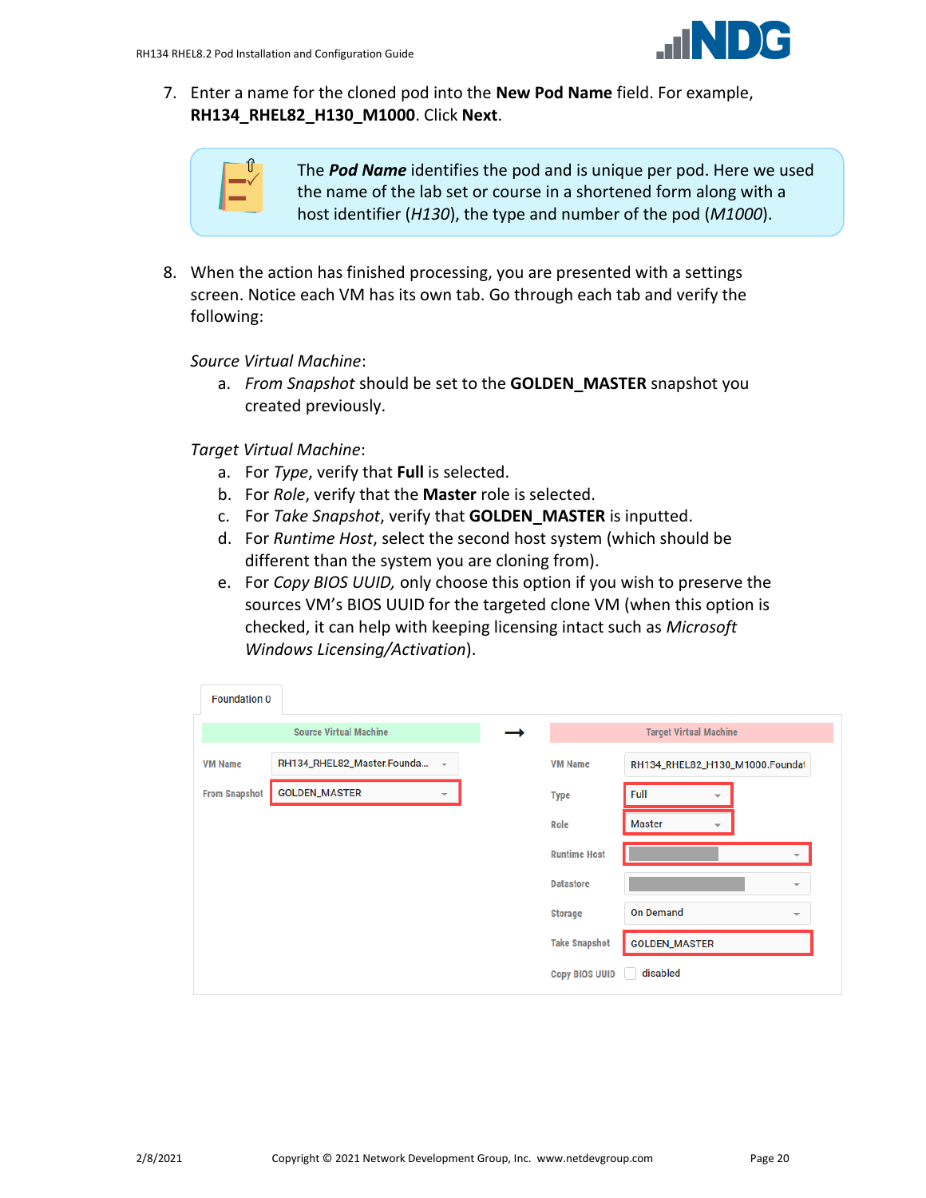7. Enter a name for the cloned pod into the **New Pod Name** field. For example, **RH134_RHEL82_H130_M1000**. Click **Next**.

> The ***Pod Name*** identifies the pod and is unique per pod. Here we used the name of the lab set or course in a shortened form along with a host identifier (*H130*), the type and number of the pod (*M1000*).

8. When the action has finished processing, you are presented with a settings screen. Notice each VM has its own tab. Go through each tab and verify the following:

   *Source Virtual Machine*:

   a. *From Snapshot* should be set to the **GOLDEN_MASTER** snapshot you created previously.

   *Target Virtual Machine*:

   a. For *Type*, verify that **Full** is selected.
   b. For *Role*, verify that the **Master** role is selected.
   c. For *Take Snapshot*, verify that **GOLDEN_MASTER** is inputted.
   d. For *Runtime Host*, select the second host system (which should be different than the system you are cloning from).
   e. For *Copy BIOS UUID,* only choose this option if you wish to preserve the sources VM's BIOS UUID for the targeted clone VM (when this option is checked, it can help with keeping licensing intact such as *Microsoft Windows Licensing/Activation*).

Foundation 0

| Source Virtual Machine | |
|---|---|
| VM Name | RH134_RHEL82_Master.Founda... |
| From Snapshot | GOLDEN_MASTER |

| Target Virtual Machine | |
|---|---|
| VM Name | RH134_RHEL82_H130_M1000.Founda |
| Type | Full |
| Role | Master |
| Runtime Host | |
| Datastore | |
| Storage | On Demand |
| Take Snapshot | GOLDEN_MASTER |
| Copy BIOS UUID | disabled |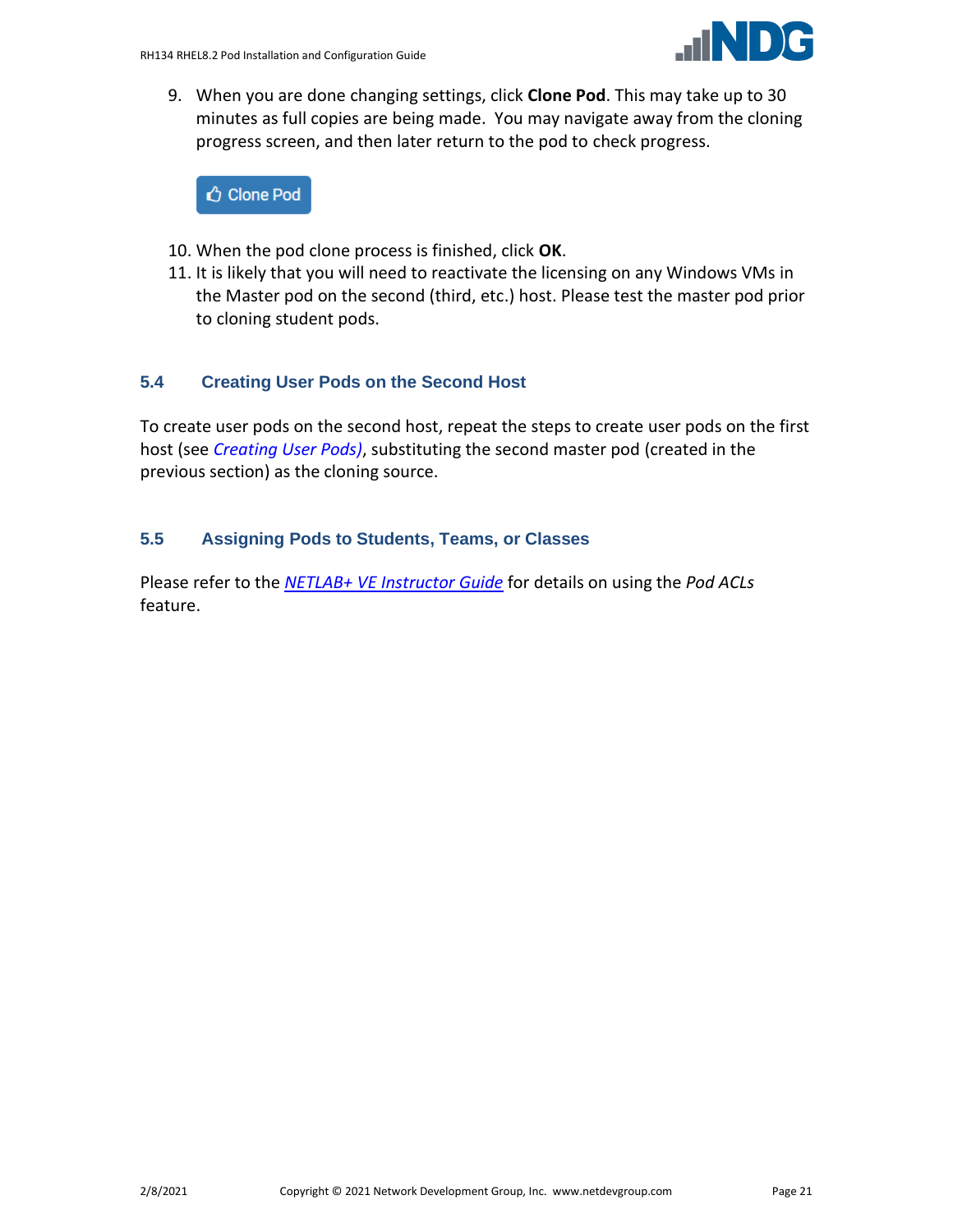9. When you are done changing settings, click **Clone Pod**. This may take up to 30 minutes as full copies are being made. You may navigate away from the cloning progress screen, and then later return to the pod to check progress.

   Clone Pod

10. When the pod clone process is finished, click **OK**.
11. It is likely that you will need to reactivate the licensing on any Windows VMs in the Master pod on the second (third, etc.) host. Please test the master pod prior to cloning student pods.

## 5.4 Creating User Pods on the Second Host

To create user pods on the second host, repeat the steps to create user pods on the first host (see *Creating User Pods)*, substituting the second master pod (created in the previous section) as the cloning source.

## 5.5 Assigning Pods to Students, Teams, or Classes

Please refer to the *NETLAB+ VE Instructor Guide* for details on using the *Pod ACLs* feature.